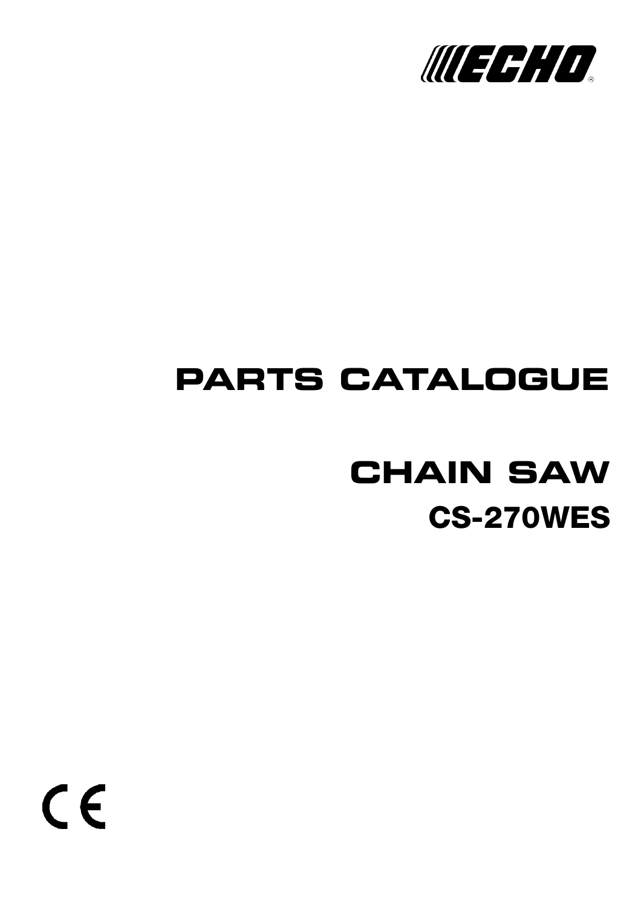ECHO®

# PARTS CATALOGUE

# CHAIN SAW

## CS-270WES

CE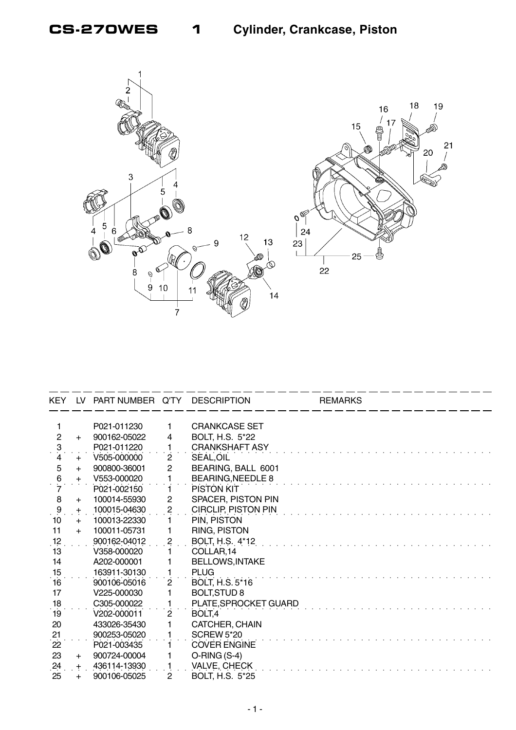# CS-270WES 1 Cylinder, Crankcase, Piston

| KEY | LV | PART NUMBER | Q'TY | DESCRIPTION | REMARKS |
|---|---|---|---|---|---|
| 1 | | P021-011230 | 1 | CRANKCASE SET | |
| 2 | + | 900162-05022 | 4 | BOLT, H.S. 5*22 | |
| 3 | | P021-011220 | 1 | CRANKSHAFT ASY | |
| 4 | + | V505-000000 | 2 | SEAL,OIL | |
| 5 | + | 900800-36001 | 2 | BEARING, BALL 6001 | |
| 6 | + | V553-000020 | 1 | BEARING,NEEDLE 8 | |
| 7 | | P021-002150 | 1 | PISTON KIT | |
| 8 | + | 100014-55930 | 2 | SPACER, PISTON PIN | |
| 9 | + | 100015-04630 | 2 | CIRCLIP, PISTON PIN | |
| 10 | + | 100013-22330 | 1 | PIN, PISTON | |
| 11 | + | 100011-05731 | 1 | RING, PISTON | |
| 12 | | 900162-04012 | 2 | BOLT, H.S. 4*12 | |
| 13 | | V358-000020 | 1 | COLLAR,14 | |
| 14 | | A202-000001 | 1 | BELLOWS,INTAKE | |
| 15 | | 163911-30130 | 1 | PLUG | |
| 16 | | 900106-05016 | 2 | BOLT, H.S. 5*16 | |
| 17 | | V225-000030 | 1 | BOLT,STUD 8 | |
| 18 | | C305-000022 | 1 | PLATE,SPROCKET GUARD | |
| 19 | | V202-000011 | 2 | BOLT,4 | |
| 20 | | 433026-35430 | 1 | CATCHER, CHAIN | |
| 21 | | 900253-05020 | 1 | SCREW 5*20 | |
| 22 | | P021-003435 | 1 | COVER ENGINE | |
| 23 | + | 900724-00004 | 1 | O-RING (S-4) | |
| 24 | + | 436114-13930 | 1 | VALVE, CHECK | |
| 25 | + | 900106-05025 | 2 | BOLT, H.S. 5*25 | |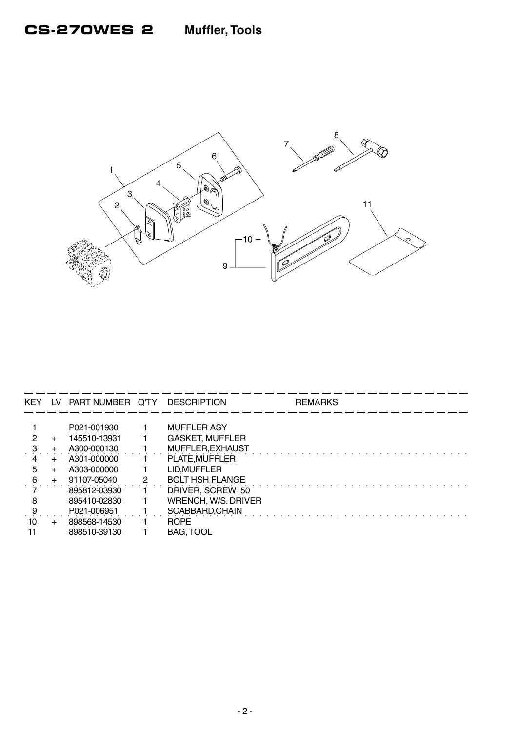# CS-270WES 2 Muffler, Tools

| KEY | LV | PART NUMBER | Q'TY | DESCRIPTION | REMARKS |
|---|---|---|---|---|---|
| 1 | | P021-001930 | 1 | MUFFLER ASY | |
| 2 | + | 145510-13931 | 1 | GASKET, MUFFLER | |
| 3 | + | A300-000130 | 1 | MUFFLER,EXHAUST | |
| 4 | + | A301-000000 | 1 | PLATE,MUFFLER | |
| 5 | + | A303-000000 | 1 | LID,MUFFLER | |
| 6 | + | 91107-05040 | 2 | BOLT HSH FLANGE | |
| 7 | | 895812-03930 | 1 | DRIVER, SCREW 50 | |
| 8 | | 895410-02830 | 1 | WRENCH, W/S. DRIVER | |
| 9 | | P021-006951 | 1 | SCABBARD,CHAIN | |
| 10 | + | 898568-14530 | 1 | ROPE | |
| 11 | | 898510-39130 | 1 | BAG, TOOL | |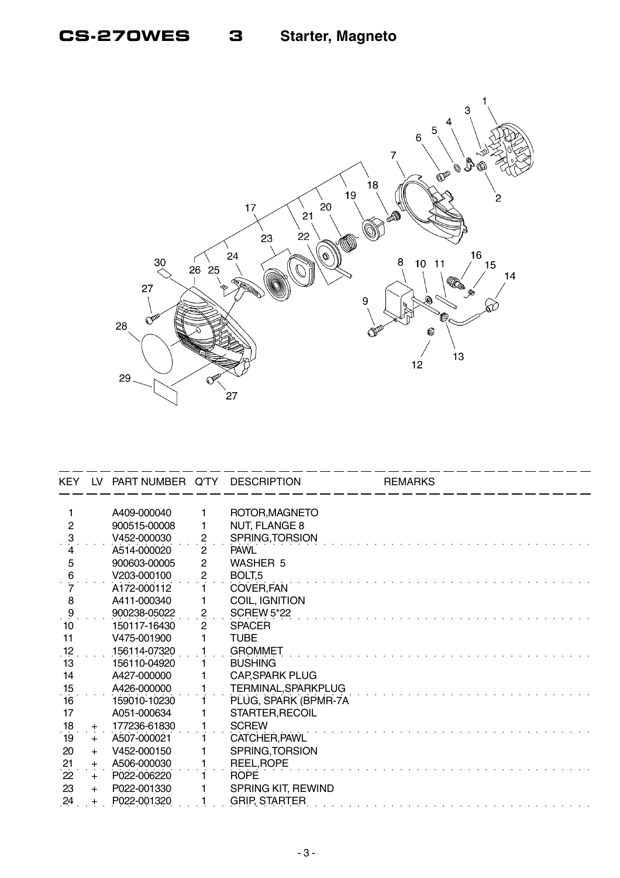# CS-270WES 3 Starter, Magneto

| KEY | LV | PART NUMBER | Q'TY | DESCRIPTION | REMARKS |
|---|---|---|---|---|---|
| 1 | | A409-000040 | 1 | ROTOR,MAGNETO | |
| 2 | | 900515-00008 | 1 | NUT, FLANGE 8 | |
| 3 | | V452-000030 | 2 | SPRING,TORSION | |
| 4 | | A514-000020 | 2 | PAWL | |
| 5 | | 900603-00005 | 2 | WASHER 5 | |
| 6 | | V203-000100 | 2 | BOLT,5 | |
| 7 | | A172-000112 | 1 | COVER,FAN | |
| 8 | | A411-000340 | 1 | COIL, IGNITION | |
| 9 | | 900238-05022 | 2 | SCREW 5*22 | |
| 10 | | 150117-16430 | 2 | SPACER | |
| 11 | | V475-001900 | 1 | TUBE | |
| 12 | | 156114-07320 | 1 | GROMMET | |
| 13 | | 156110-04920 | 1 | BUSHING | |
| 14 | | A427-000000 | 1 | CAP,SPARK PLUG | |
| 15 | | A426-000000 | 1 | TERMINAL,SPARKPLUG | |
| 16 | | 159010-10230 | 1 | PLUG, SPARK (BPMR-7A | |
| 17 | | A051-000634 | 1 | STARTER,RECOIL | |
| 18 | + | 177236-61830 | 1 | SCREW | |
| 19 | + | A507-000021 | 1 | CATCHER,PAWL | |
| 20 | + | V452-000150 | 1 | SPRING,TORSION | |
| 21 | + | A506-000030 | 1 | REEL,ROPE | |
| 22 | + | P022-006220 | 1 | ROPE | |
| 23 | + | P022-001330 | 1 | SPRING KIT, REWIND | |
| 24 | + | P022-001320 | 1 | GRIP, STARTER | |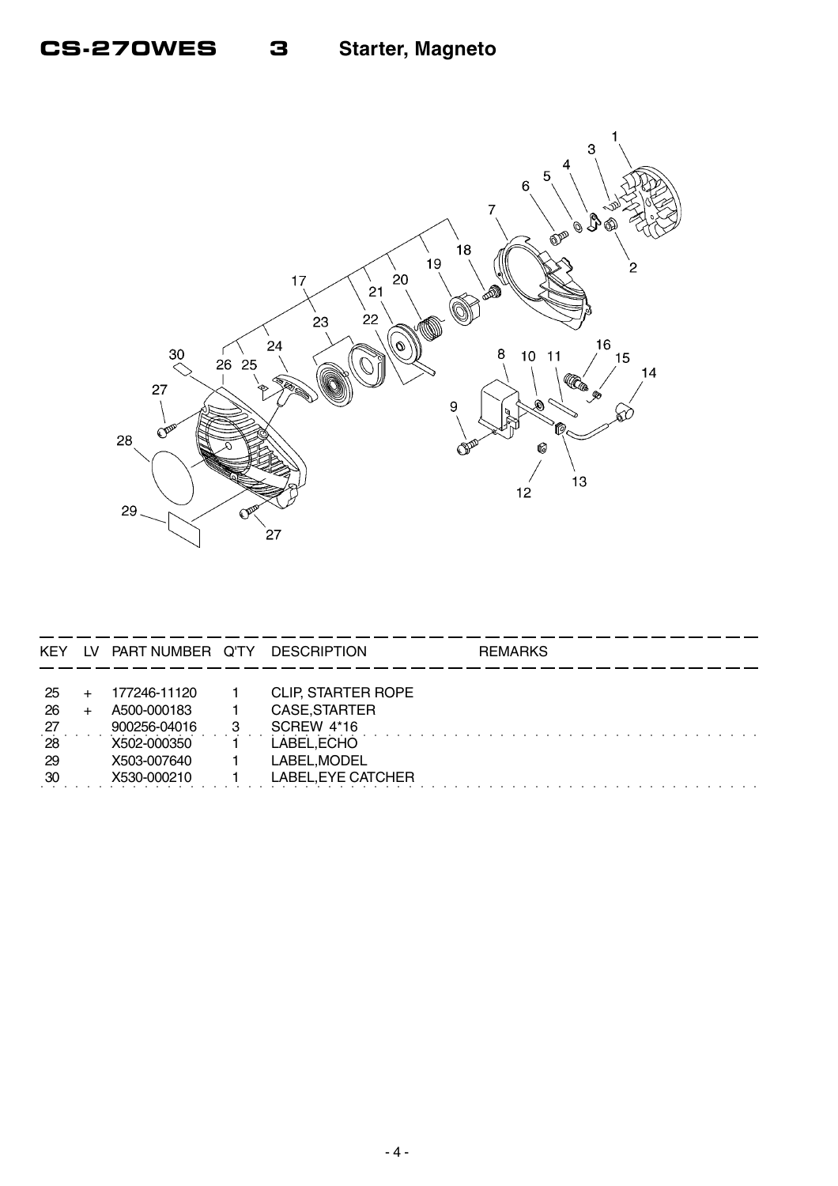# CS-270WES 3 Starter, Magneto

| KEY | LV | PART NUMBER | Q'TY | DESCRIPTION | REMARKS |
|---|---|---|---|---|---|
| 25 | + | 177246-11120 | 1 | CLIP, STARTER ROPE | |
| 26 | + | A500-000183 | 1 | CASE,STARTER | |
| 27 | | 900256-04016 | 3 | SCREW 4*16 | |
| 28 | | X502-000350 | 1 | LABEL,ECHO | |
| 29 | | X503-007640 | 1 | LABEL,MODEL | |
| 30 | | X530-000210 | 1 | LABEL,EYE CATCHER | |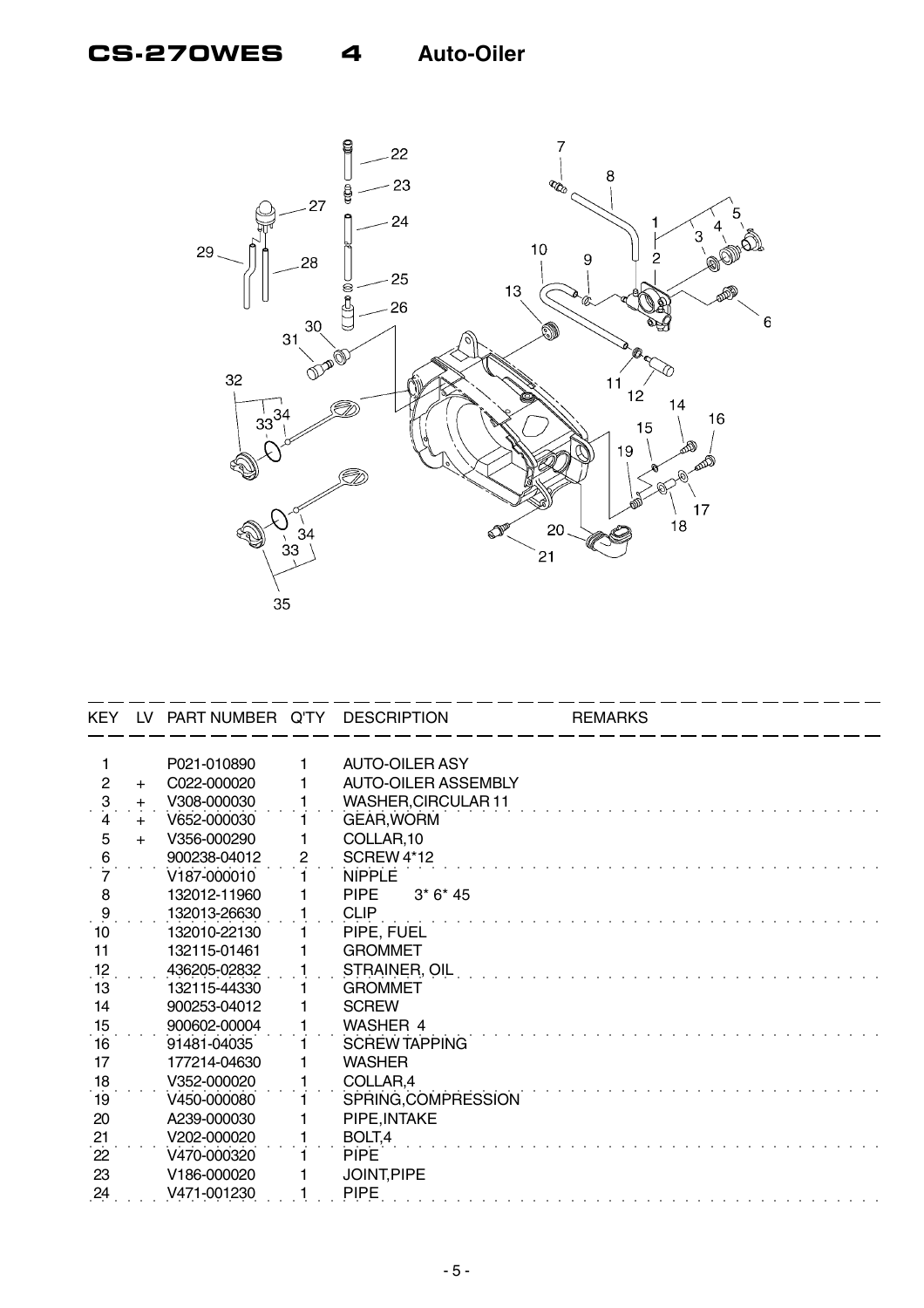# CS-270WES 4 Auto-Oiler

| KEY | LV | PART NUMBER | Q'TY | DESCRIPTION | REMARKS |
|---|---|---|---|---|---|
| 1 | | P021-010890 | 1 | AUTO-OILER ASY | |
| 2 | + | C022-000020 | 1 | AUTO-OILER ASSEMBLY | |
| 3 | + | V308-000030 | 1 | WASHER,CIRCULAR 11 | |
| 4 | + | V652-000030 | 1 | GEAR,WORM | |
| 5 | + | V356-000290 | 1 | COLLAR,10 | |
| 6 | | 900238-04012 | 2 | SCREW 4*12 | |
| 7 | | V187-000010 | 1 | NIPPLE | |
| 8 | | 132012-11960 | 1 | PIPE 3* 6* 45 | |
| 9 | | 132013-26630 | 1 | CLIP | |
| 10 | | 132010-22130 | 1 | PIPE, FUEL | |
| 11 | | 132115-01461 | 1 | GROMMET | |
| 12 | | 436205-02832 | 1 | STRAINER, OIL | |
| 13 | | 132115-44330 | 1 | GROMMET | |
| 14 | | 900253-04012 | 1 | SCREW | |
| 15 | | 900602-00004 | 1 | WASHER 4 | |
| 16 | | 91481-04035 | 1 | SCREW TAPPING | |
| 17 | | 177214-04630 | 1 | WASHER | |
| 18 | | V352-000020 | 1 | COLLAR,4 | |
| 19 | | V450-000080 | 1 | SPRING,COMPRESSION | |
| 20 | | A239-000030 | 1 | PIPE,INTAKE | |
| 21 | | V202-000020 | 1 | BOLT,4 | |
| 22 | | V470-000320 | 1 | PIPE | |
| 23 | | V186-000020 | 1 | JOINT,PIPE | |
| 24 | | V471-001230 | 1 | PIPE | |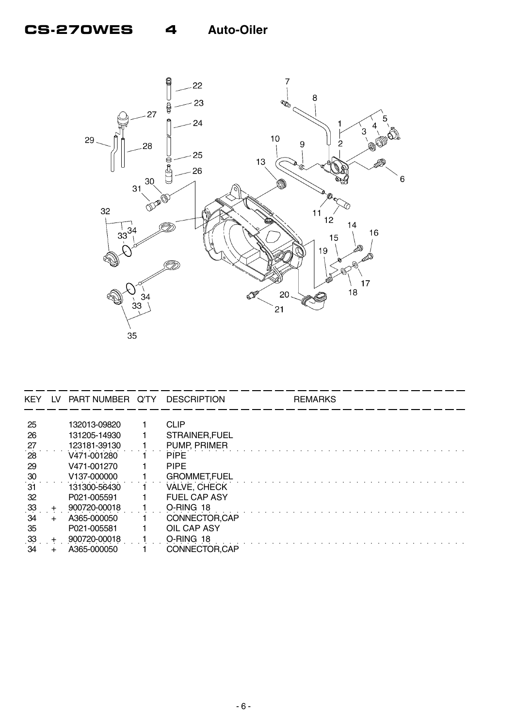# CS-270WES 4 Auto-Oiler

| KEY | LV | PART NUMBER | Q'TY | DESCRIPTION | REMARKS |
|---|---|---|---|---|---|
| 25 | | 132013-09820 | 1 | CLIP | |
| 26 | | 131205-14930 | 1 | STRAINER,FUEL | |
| 27 | | 123181-39130 | 1 | PUMP, PRIMER | |
| 28 | | V471-001280 | 1 | PIPE | |
| 29 | | V471-001270 | 1 | PIPE | |
| 30 | | V137-000000 | 1 | GROMMET,FUEL | |
| 31 | | 131300-56430 | 1 | VALVE, CHECK | |
| 32 | | P021-005591 | 1 | FUEL CAP ASY | |
| 33 | + | 900720-00018 | 1 | O-RING 18 | |
| 34 | + | A365-000050 | 1 | CONNECTOR,CAP | |
| 35 | | P021-005581 | 1 | OIL CAP ASY | |
| 33 | + | 900720-00018 | 1 | O-RING 18 | |
| 34 | + | A365-000050 | 1 | CONNECTOR,CAP | |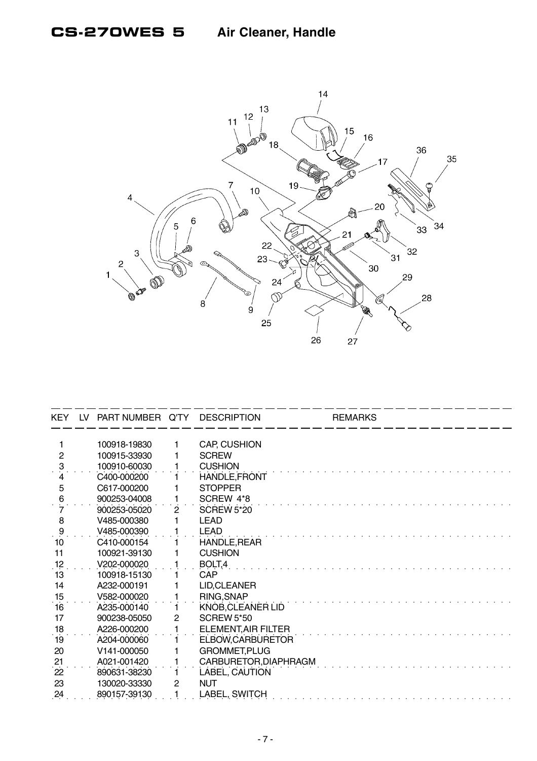# CS-270WES 5 Air Cleaner, Handle

| KEY | LV | PART NUMBER | Q'TY | DESCRIPTION | REMARKS |
|---|---|---|---|---|---|
| 1 | | 100918-19830 | 1 | CAP, CUSHION | |
| 2 | | 100915-33930 | 1 | SCREW | |
| 3 | | 100910-60030 | 1 | CUSHION | |
| 4 | | C400-000200 | 1 | HANDLE,FRONT | |
| 5 | | C617-000200 | 1 | STOPPER | |
| 6 | | 900253-04008 | 1 | SCREW 4*8 | |
| 7 | | 900253-05020 | 2 | SCREW 5*20 | |
| 8 | | V485-000380 | 1 | LEAD | |
| 9 | | V485-000390 | 1 | LEAD | |
| 10 | | C410-000154 | 1 | HANDLE,REAR | |
| 11 | | 100921-39130 | 1 | CUSHION | |
| 12 | | V202-000020 | 1 | BOLT,4 | |
| 13 | | 100918-15130 | 1 | CAP | |
| 14 | | A232-000191 | 1 | LID,CLEANER | |
| 15 | | V582-000020 | 1 | RING,SNAP | |
| 16 | | A235-000140 | 1 | KNOB,CLEANER LID | |
| 17 | | 900238-05050 | 2 | SCREW 5*50 | |
| 18 | | A226-000200 | 1 | ELEMENT,AIR FILTER | |
| 19 | | A204-000060 | 1 | ELBOW,CARBURETOR | |
| 20 | | V141-000050 | 1 | GROMMET,PLUG | |
| 21 | | A021-001420 | 1 | CARBURETOR,DIAPHRAGM | |
| 22 | | 890631-38230 | 1 | LABEL, CAUTION | |
| 23 | | 130020-33330 | 2 | NUT | |
| 24 | | 890157-39130 | 1 | LABEL, SWITCH | |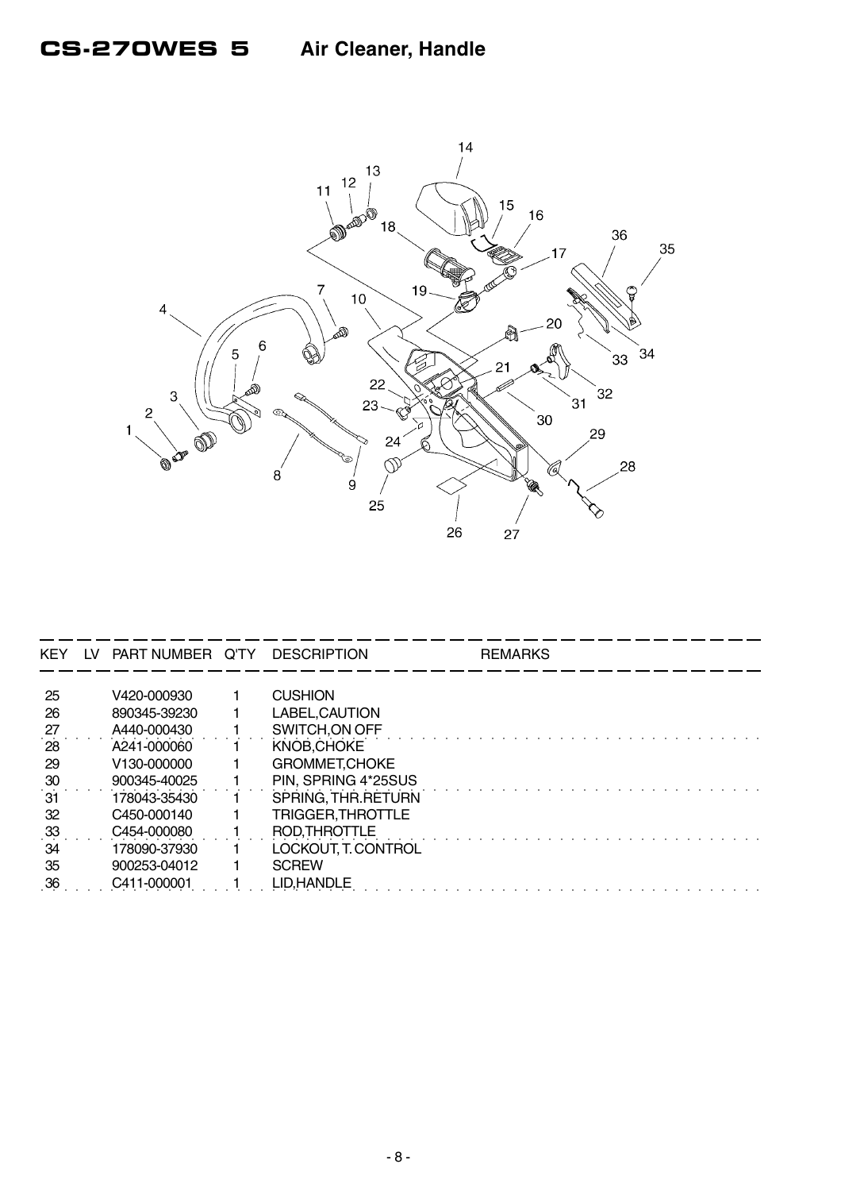# CS-270WES 5 Air Cleaner, Handle

| KEY | LV | PART NUMBER | Q'TY | DESCRIPTION | REMARKS |
|---|---|---|---|---|---|
| 25 | | V420-000930 | 1 | CUSHION | |
| 26 | | 890345-39230 | 1 | LABEL,CAUTION | |
| 27 | | A440-000430 | 1 | SWITCH,ON OFF | |
| 28 | | A241-000060 | 1 | KNOB,CHOKE | |
| 29 | | V130-000000 | 1 | GROMMET,CHOKE | |
| 30 | | 900345-40025 | 1 | PIN, SPRING 4*25SUS | |
| 31 | | 178043-35430 | 1 | SPRING, THR.RETURN | |
| 32 | | C450-000140 | 1 | TRIGGER,THROTTLE | |
| 33 | | C454-000080 | 1 | ROD,THROTTLE | |
| 34 | | 178090-37930 | 1 | LOCKOUT, T. CONTROL | |
| 35 | | 900253-04012 | 1 | SCREW | |
| 36 | | C411-000001 | 1 | LID,HANDLE | |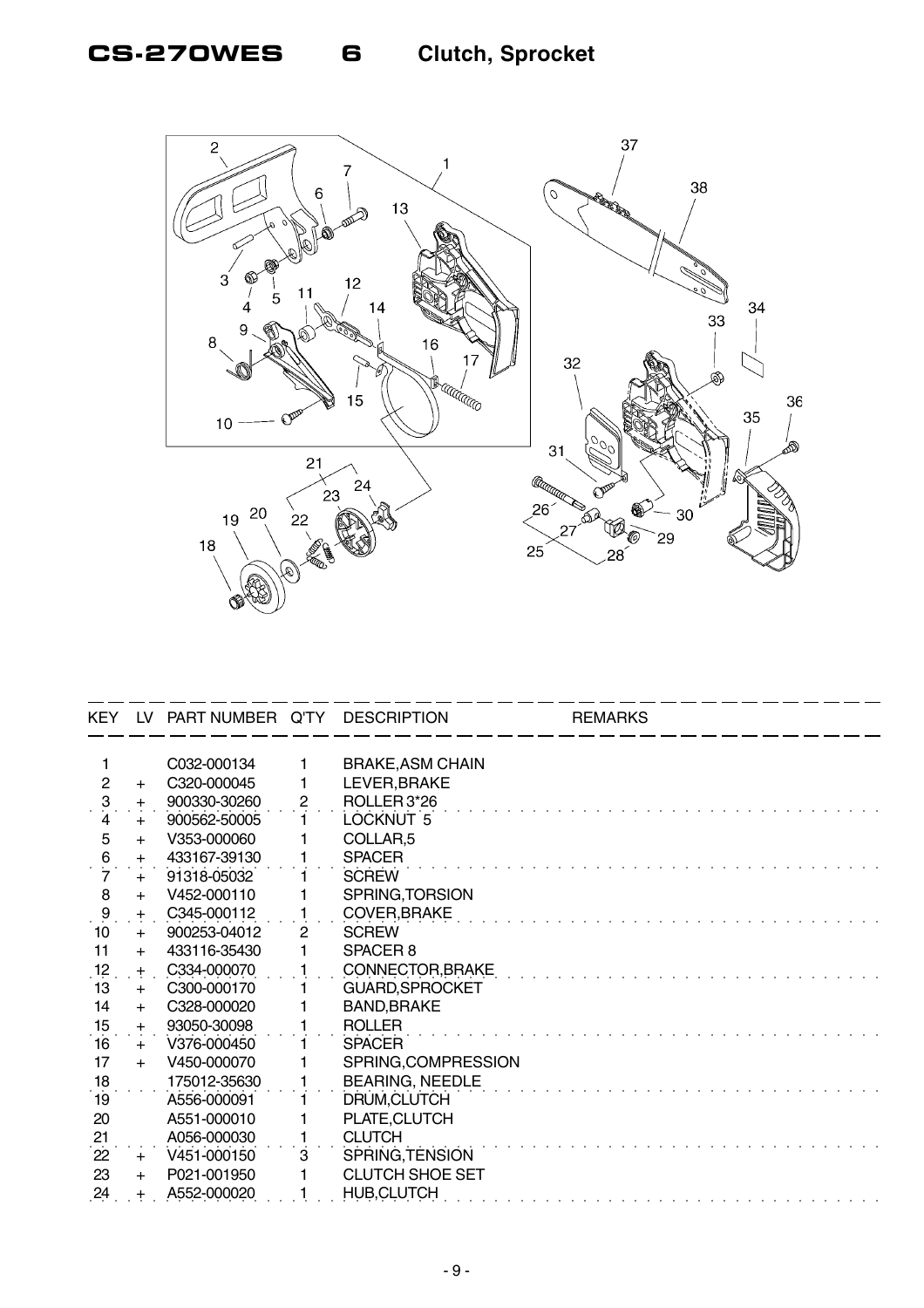# CS-270WES 6 Clutch, Sprocket

| KEY | LV | PART NUMBER | Q'TY | DESCRIPTION | REMARKS |
|---|---|---|---|---|---|
| 1 | | C032-000134 | 1 | BRAKE,ASM CHAIN | |
| 2 | + | C320-000045 | 1 | LEVER,BRAKE | |
| 3 | + | 900330-30260 | 2 | ROLLER 3*26 | |
| 4 | + | 900562-50005 | 1 | LOCKNUT 5 | |
| 5 | + | V353-000060 | 1 | COLLAR,5 | |
| 6 | + | 433167-39130 | 1 | SPACER | |
| 7 | + | 91318-05032 | 1 | SCREW | |
| 8 | + | V452-000110 | 1 | SPRING,TORSION | |
| 9 | + | C345-000112 | 1 | COVER,BRAKE | |
| 10 | + | 900253-04012 | 2 | SCREW | |
| 11 | + | 433116-35430 | 1 | SPACER 8 | |
| 12 | + | C334-000070 | 1 | CONNECTOR,BRAKE | |
| 13 | + | C300-000170 | 1 | GUARD,SPROCKET | |
| 14 | + | C328-000020 | 1 | BAND,BRAKE | |
| 15 | + | 93050-30098 | 1 | ROLLER | |
| 16 | + | V376-000450 | 1 | SPACER | |
| 17 | + | V450-000070 | 1 | SPRING,COMPRESSION | |
| 18 | | 175012-35630 | 1 | BEARING, NEEDLE | |
| 19 | | A556-000091 | 1 | DRUM,CLUTCH | |
| 20 | | A551-000010 | 1 | PLATE,CLUTCH | |
| 21 | | A056-000030 | 1 | CLUTCH | |
| 22 | + | V451-000150 | 3 | SPRING,TENSION | |
| 23 | + | P021-001950 | 1 | CLUTCH SHOE SET | |
| 24 | + | A552-000020 | 1 | HUB,CLUTCH | |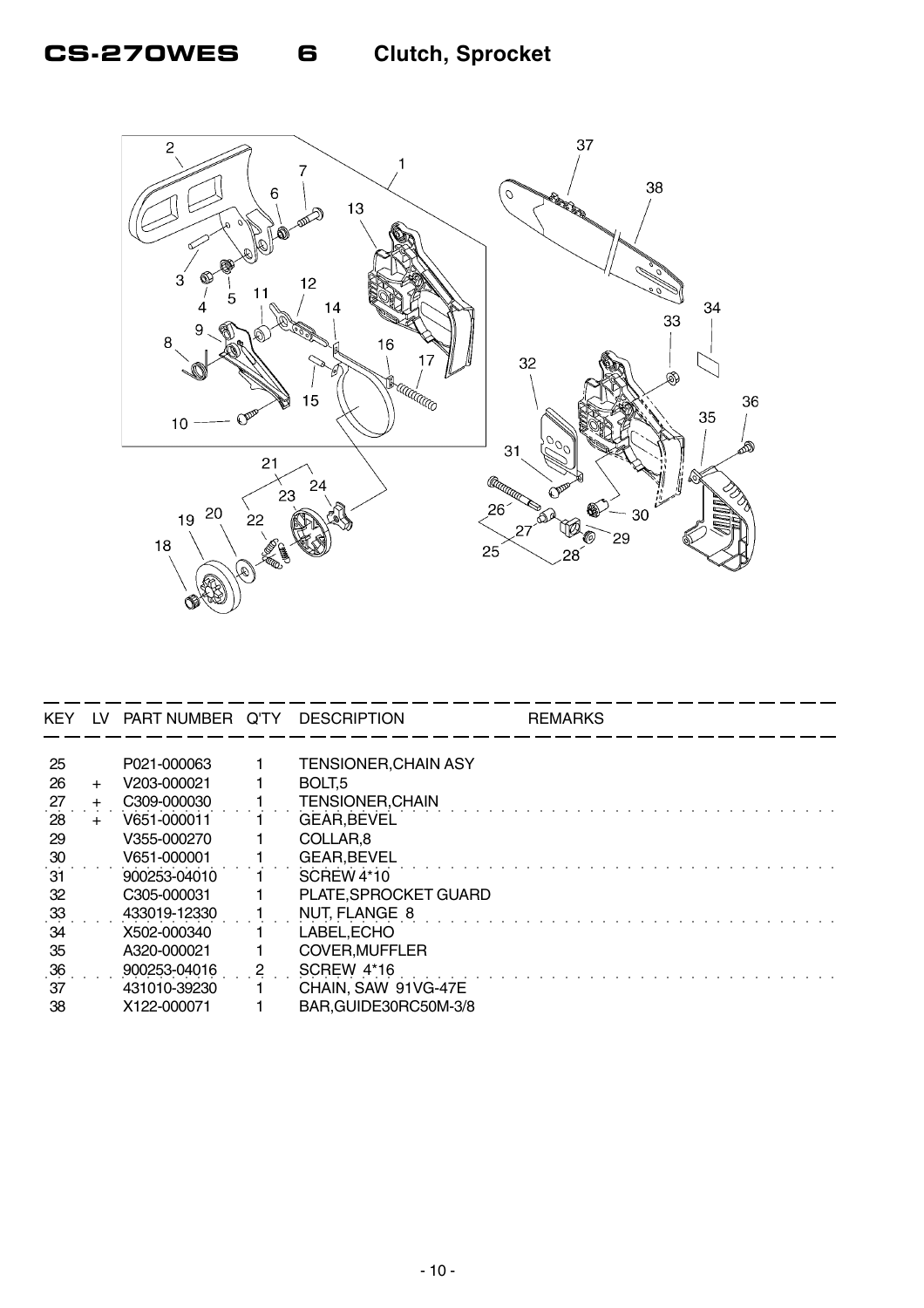# CS-270WES 6 Clutch, Sprocket

| KEY | LV | PART NUMBER | Q'TY | DESCRIPTION | REMARKS |
|---|---|---|---|---|---|
| 25 | | P021-000063 | 1 | TENSIONER,CHAIN ASY | |
| 26 | + | V203-000021 | 1 | BOLT,5 | |
| 27 | + | C309-000030 | 1 | TENSIONER,CHAIN | |
| 28 | + | V651-000011 | 1 | GEAR,BEVEL | |
| 29 | | V355-000270 | 1 | COLLAR,8 | |
| 30 | | V651-000001 | 1 | GEAR,BEVEL | |
| 31 | | 900253-04010 | 1 | SCREW 4*10 | |
| 32 | | C305-000031 | 1 | PLATE,SPROCKET GUARD | |
| 33 | | 433019-12330 | 1 | NUT, FLANGE 8 | |
| 34 | | X502-000340 | 1 | LABEL,ECHO | |
| 35 | | A320-000021 | 1 | COVER,MUFFLER | |
| 36 | | 900253-04016 | 2 | SCREW 4*16 | |
| 37 | | 431010-39230 | 1 | CHAIN, SAW 91VG-47E | |
| 38 | | X122-000071 | 1 | BAR,GUIDE30RC50M-3/8 | |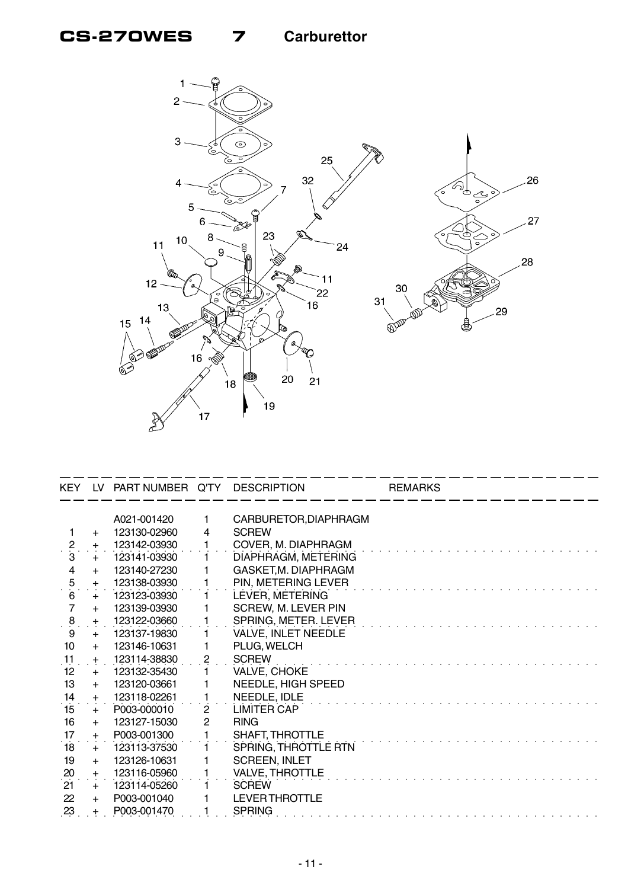# CS-270WES 7 Carburettor

| KEY | LV | PART NUMBER | Q'TY | DESCRIPTION | REMARKS |
|---|---|---|---|---|---|
| | | A021-001420 | 1 | CARBURETOR,DIAPHRAGM | |
| 1 | + | 123130-02960 | 4 | SCREW | |
| 2 | + | 123142-03930 | 1 | COVER, M. DIAPHRAGM | |
| 3 | + | 123141-03930 | 1 | DIAPHRAGM, METERING | |
| 4 | + | 123140-27230 | 1 | GASKET,M. DIAPHRAGM | |
| 5 | + | 123138-03930 | 1 | PIN, METERING LEVER | |
| 6 | + | 123123-03930 | 1 | LEVER, METERING | |
| 7 | + | 123139-03930 | 1 | SCREW, M. LEVER PIN | |
| 8 | + | 123122-03660 | 1 | SPRING, METER. LEVER | |
| 9 | + | 123137-19830 | 1 | VALVE, INLET NEEDLE | |
| 10 | + | 123146-10631 | 1 | PLUG, WELCH | |
| 11 | + | 123114-38830 | 2 | SCREW | |
| 12 | + | 123132-35430 | 1 | VALVE, CHOKE | |
| 13 | + | 123120-03661 | 1 | NEEDLE, HIGH SPEED | |
| 14 | + | 123118-02261 | 1 | NEEDLE, IDLE | |
| 15 | + | P003-000010 | 2 | LIMITER CAP | |
| 16 | + | 123127-15030 | 2 | RING | |
| 17 | + | P003-001300 | 1 | SHAFT, THROTTLE | |
| 18 | + | 123113-37530 | 1 | SPRING, THROTTLE RTN | |
| 19 | + | 123126-10631 | 1 | SCREEN, INLET | |
| 20 | + | 123116-05960 | 1 | VALVE, THROTTLE | |
| 21 | + | 123114-05260 | 1 | SCREW | |
| 22 | + | P003-001040 | 1 | LEVER THROTTLE | |
| 23 | + | P003-001470 | 1 | SPRING | |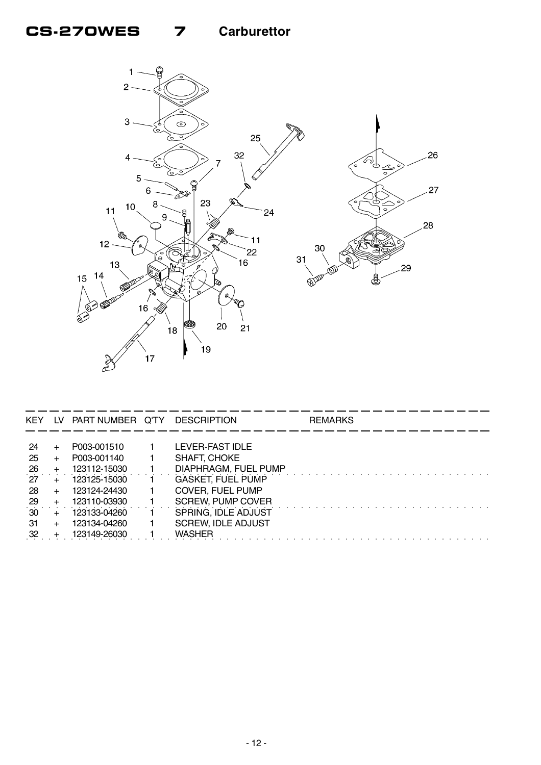# CS-270WES 7 Carburettor

| KEY | LV | PART NUMBER | Q'TY | DESCRIPTION | REMARKS |
|---|---|---|---|---|---|
| 24 | + | P003-001510 | 1 | LEVER-FAST IDLE | |
| 25 | + | P003-001140 | 1 | SHAFT, CHOKE | |
| 26 | + | 123112-15030 | 1 | DIAPHRAGM, FUEL PUMP | |
| 27 | + | 123125-15030 | 1 | GASKET, FUEL PUMP | |
| 28 | + | 123124-24430 | 1 | COVER, FUEL PUMP | |
| 29 | + | 123110-03930 | 1 | SCREW, PUMP COVER | |
| 30 | + | 123133-04260 | 1 | SPRING, IDLE ADJUST | |
| 31 | + | 123134-04260 | 1 | SCREW, IDLE ADJUST | |
| 32 | + | 123149-26030 | 1 | WASHER | |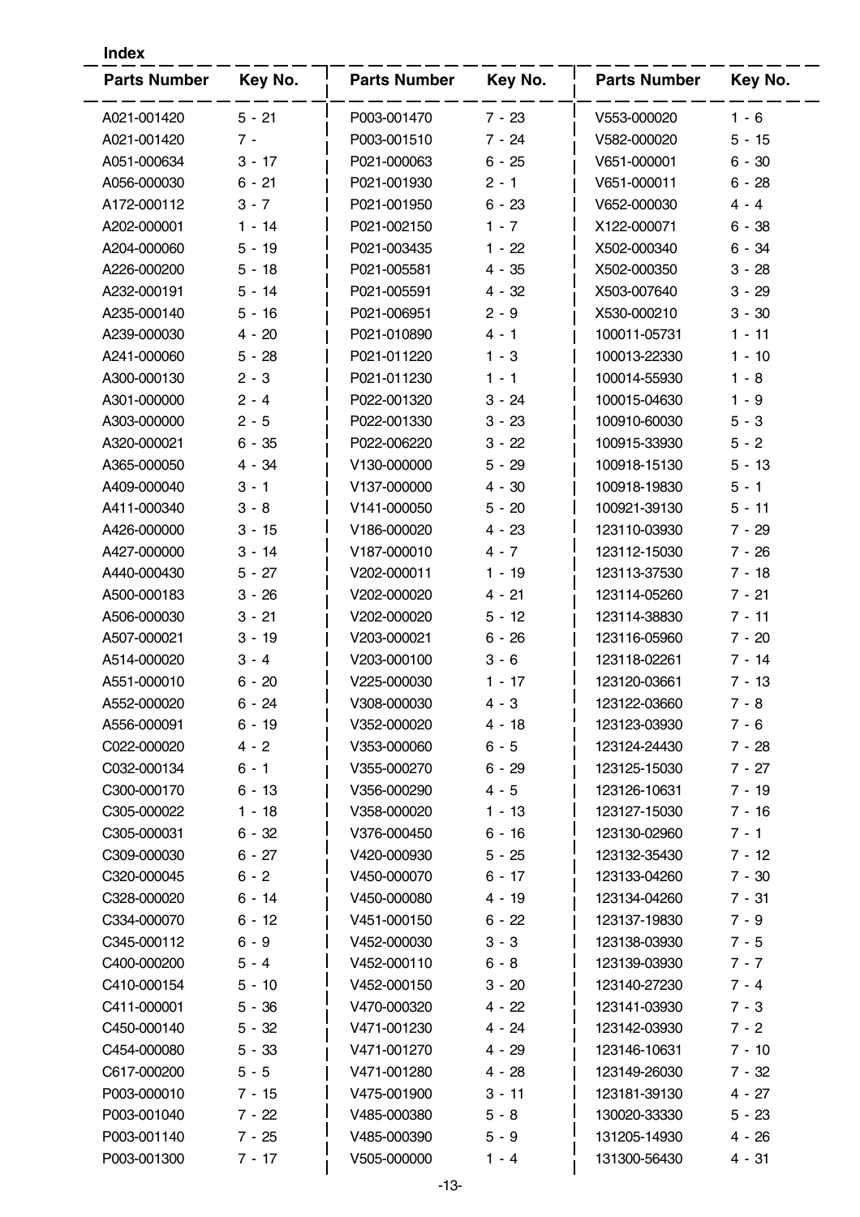**Index**

| Parts Number | Key No. | Parts Number | Key No. | Parts Number | Key No. |
|---|---|---|---|---|---|
| A021-001420 | 5 - 21 | P003-001470 | 7 - 23 | V553-000020 | 1 - 6 |
| A021-001420 | 7 - | P003-001510 | 7 - 24 | V582-000020 | 5 - 15 |
| A051-000634 | 3 - 17 | P021-000063 | 6 - 25 | V651-000001 | 6 - 30 |
| A056-000030 | 6 - 21 | P021-001930 | 2 - 1 | V651-000011 | 6 - 28 |
| A172-000112 | 3 - 7 | P021-001950 | 6 - 23 | V652-000030 | 4 - 4 |
| A202-000001 | 1 - 14 | P021-002150 | 1 - 7 | X122-000071 | 6 - 38 |
| A204-000060 | 5 - 19 | P021-003435 | 1 - 22 | X502-000340 | 6 - 34 |
| A226-000200 | 5 - 18 | P021-005581 | 4 - 35 | X502-000350 | 3 - 28 |
| A232-000191 | 5 - 14 | P021-005591 | 4 - 32 | X503-007640 | 3 - 29 |
| A235-000140 | 5 - 16 | P021-006951 | 2 - 9 | X530-000210 | 3 - 30 |
| A239-000030 | 4 - 20 | P021-010890 | 4 - 1 | 100011-05731 | 1 - 11 |
| A241-000060 | 5 - 28 | P021-011220 | 1 - 3 | 100013-22330 | 1 - 10 |
| A300-000130 | 2 - 3 | P021-011230 | 1 - 1 | 100014-55930 | 1 - 8 |
| A301-000000 | 2 - 4 | P022-001320 | 3 - 24 | 100015-04630 | 1 - 9 |
| A303-000000 | 2 - 5 | P022-001330 | 3 - 23 | 100910-60030 | 5 - 3 |
| A320-000021 | 6 - 35 | P022-006220 | 3 - 22 | 100915-33930 | 5 - 2 |
| A365-000050 | 4 - 34 | V130-000000 | 5 - 29 | 100918-15130 | 5 - 13 |
| A409-000040 | 3 - 1 | V137-000000 | 4 - 30 | 100918-19830 | 5 - 1 |
| A411-000340 | 3 - 8 | V141-000050 | 5 - 20 | 100921-39130 | 5 - 11 |
| A426-000000 | 3 - 15 | V186-000020 | 4 - 23 | 123110-03930 | 7 - 29 |
| A427-000000 | 3 - 14 | V187-000010 | 4 - 7 | 123112-15030 | 7 - 26 |
| A440-000430 | 5 - 27 | V202-000011 | 1 - 19 | 123113-37530 | 7 - 18 |
| A500-000183 | 3 - 26 | V202-000020 | 4 - 21 | 123114-05260 | 7 - 21 |
| A506-000030 | 3 - 21 | V202-000020 | 5 - 12 | 123114-38830 | 7 - 11 |
| A507-000021 | 3 - 19 | V203-000021 | 6 - 26 | 123116-05960 | 7 - 20 |
| A514-000020 | 3 - 4 | V203-000100 | 3 - 6 | 123118-02261 | 7 - 14 |
| A551-000010 | 6 - 20 | V225-000030 | 1 - 17 | 123120-03661 | 7 - 13 |
| A552-000020 | 6 - 24 | V308-000030 | 4 - 3 | 123122-03660 | 7 - 8 |
| A556-000091 | 6 - 19 | V352-000020 | 4 - 18 | 123123-03930 | 7 - 6 |
| C022-000020 | 4 - 2 | V353-000060 | 6 - 5 | 123124-24430 | 7 - 28 |
| C032-000134 | 6 - 1 | V355-000270 | 6 - 29 | 123125-15030 | 7 - 27 |
| C300-000170 | 6 - 13 | V356-000290 | 4 - 5 | 123126-10631 | 7 - 19 |
| C305-000022 | 1 - 18 | V358-000020 | 1 - 13 | 123127-15030 | 7 - 16 |
| C305-000031 | 6 - 32 | V376-000450 | 6 - 16 | 123130-02960 | 7 - 1 |
| C309-000030 | 6 - 27 | V420-000930 | 5 - 25 | 123132-35430 | 7 - 12 |
| C320-000045 | 6 - 2 | V450-000070 | 6 - 17 | 123133-04260 | 7 - 30 |
| C328-000020 | 6 - 14 | V450-000080 | 4 - 19 | 123134-04260 | 7 - 31 |
| C334-000070 | 6 - 12 | V451-000150 | 6 - 22 | 123137-19830 | 7 - 9 |
| C345-000112 | 6 - 9 | V452-000030 | 3 - 3 | 123138-03930 | 7 - 5 |
| C400-000200 | 5 - 4 | V452-000110 | 6 - 8 | 123139-03930 | 7 - 7 |
| C410-000154 | 5 - 10 | V452-000150 | 3 - 20 | 123140-27230 | 7 - 4 |
| C411-000001 | 5 - 36 | V470-000320 | 4 - 22 | 123141-03930 | 7 - 3 |
| C450-000140 | 5 - 32 | V471-001230 | 4 - 24 | 123142-03930 | 7 - 2 |
| C454-000080 | 5 - 33 | V471-001270 | 4 - 29 | 123146-10631 | 7 - 10 |
| C617-000200 | 5 - 5 | V471-001280 | 4 - 28 | 123149-26030 | 7 - 32 |
| P003-000010 | 7 - 15 | V475-001900 | 3 - 11 | 123181-39130 | 4 - 27 |
| P003-001040 | 7 - 22 | V485-000380 | 5 - 8 | 130020-33330 | 5 - 23 |
| P003-001140 | 7 - 25 | V485-000390 | 5 - 9 | 131205-14930 | 4 - 26 |
| P003-001300 | 7 - 17 | V505-000000 | 1 - 4 | 131300-56430 | 4 - 31 |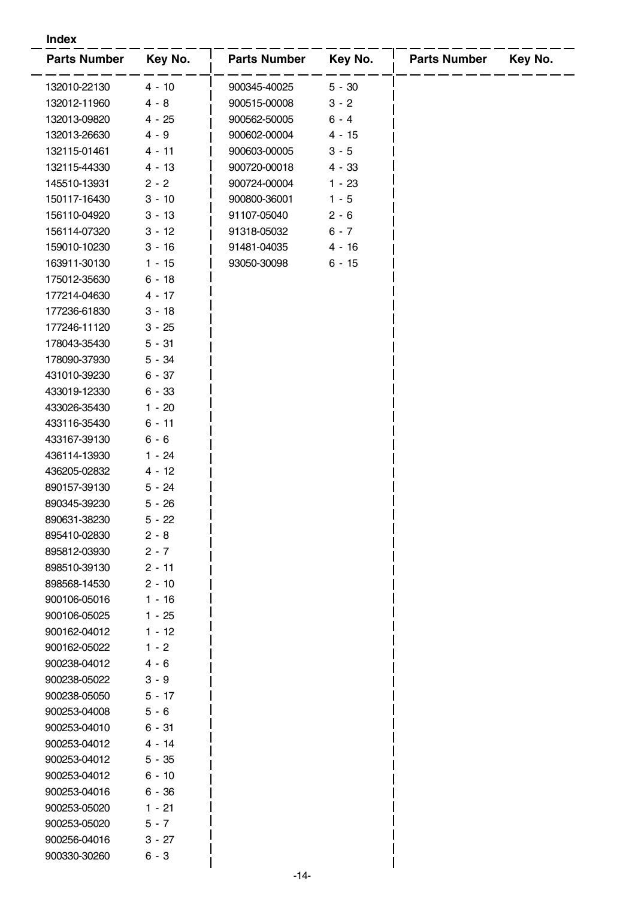**Index**

| Parts Number | Key No. | Parts Number | Key No. | Parts Number | Key No. |
|---|---|---|---|---|---|
| 132010-22130 | 4 - 10 | 900345-40025 | 5 - 30 | | |
| 132012-11960 | 4 - 8 | 900515-00008 | 3 - 2 | | |
| 132013-09820 | 4 - 25 | 900562-50005 | 6 - 4 | | |
| 132013-26630 | 4 - 9 | 900602-00004 | 4 - 15 | | |
| 132115-01461 | 4 - 11 | 900603-00005 | 3 - 5 | | |
| 132115-44330 | 4 - 13 | 900720-00018 | 4 - 33 | | |
| 145510-13931 | 2 - 2 | 900724-00004 | 1 - 23 | | |
| 150117-16430 | 3 - 10 | 900800-36001 | 1 - 5 | | |
| 156110-04920 | 3 - 13 | 91107-05040 | 2 - 6 | | |
| 156114-07320 | 3 - 12 | 91318-05032 | 6 - 7 | | |
| 159010-10230 | 3 - 16 | 91481-04035 | 4 - 16 | | |
| 163911-30130 | 1 - 15 | 93050-30098 | 6 - 15 | | |
| 175012-35630 | 6 - 18 | | | | |
| 177214-04630 | 4 - 17 | | | | |
| 177236-61830 | 3 - 18 | | | | |
| 177246-11120 | 3 - 25 | | | | |
| 178043-35430 | 5 - 31 | | | | |
| 178090-37930 | 5 - 34 | | | | |
| 431010-39230 | 6 - 37 | | | | |
| 433019-12330 | 6 - 33 | | | | |
| 433026-35430 | 1 - 20 | | | | |
| 433116-35430 | 6 - 11 | | | | |
| 433167-39130 | 6 - 6 | | | | |
| 436114-13930 | 1 - 24 | | | | |
| 436205-02832 | 4 - 12 | | | | |
| 890157-39130 | 5 - 24 | | | | |
| 890345-39230 | 5 - 26 | | | | |
| 890631-38230 | 5 - 22 | | | | |
| 895410-02830 | 2 - 8 | | | | |
| 895812-03930 | 2 - 7 | | | | |
| 898510-39130 | 2 - 11 | | | | |
| 898568-14530 | 2 - 10 | | | | |
| 900106-05016 | 1 - 16 | | | | |
| 900106-05025 | 1 - 25 | | | | |
| 900162-04012 | 1 - 12 | | | | |
| 900162-05022 | 1 - 2 | | | | |
| 900238-04012 | 4 - 6 | | | | |
| 900238-05022 | 3 - 9 | | | | |
| 900238-05050 | 5 - 17 | | | | |
| 900253-04008 | 5 - 6 | | | | |
| 900253-04010 | 6 - 31 | | | | |
| 900253-04012 | 4 - 14 | | | | |
| 900253-04012 | 5 - 35 | | | | |
| 900253-04012 | 6 - 10 | | | | |
| 900253-04016 | 6 - 36 | | | | |
| 900253-05020 | 1 - 21 | | | | |
| 900253-05020 | 5 - 7 | | | | |
| 900256-04016 | 3 - 27 | | | | |
| 900330-30260 | 6 - 3 | | | | |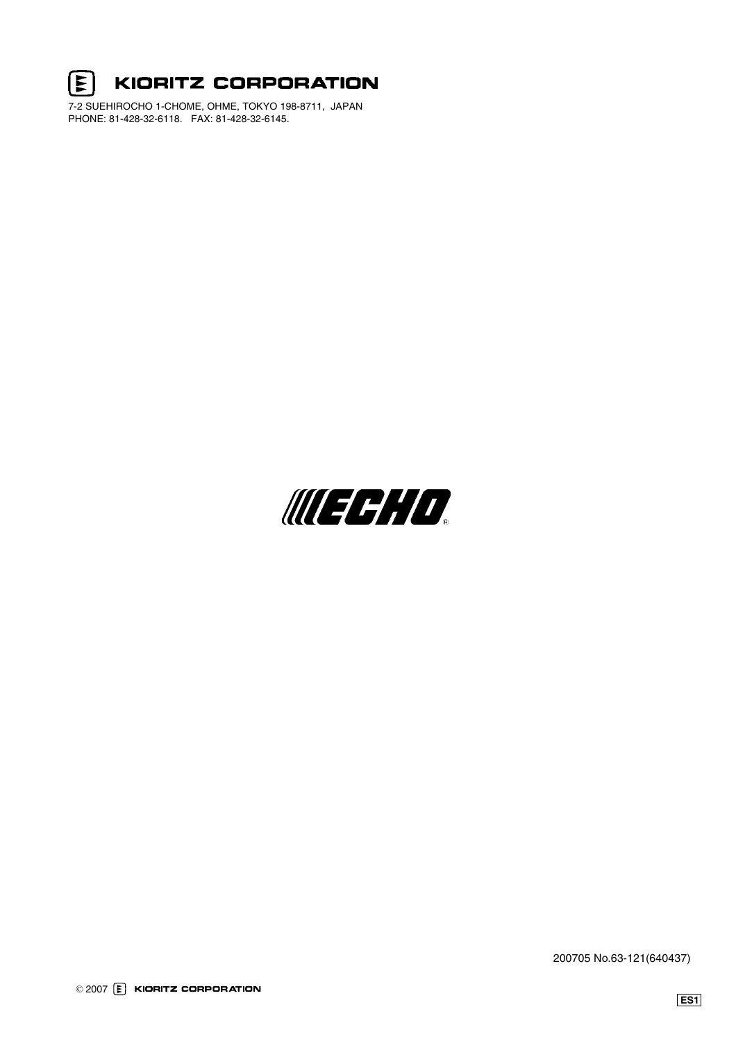**KIORITZ CORPORATION**

7-2 SUEHIROCHO 1-CHOME, OHME, TOKYO 198-8711, JAPAN
PHONE: 81-428-32-6118. FAX: 81-428-32-6145.

ECHO®

200705 No.63-121(640437)

© 2007 KIORITZ CORPORATION

ES1